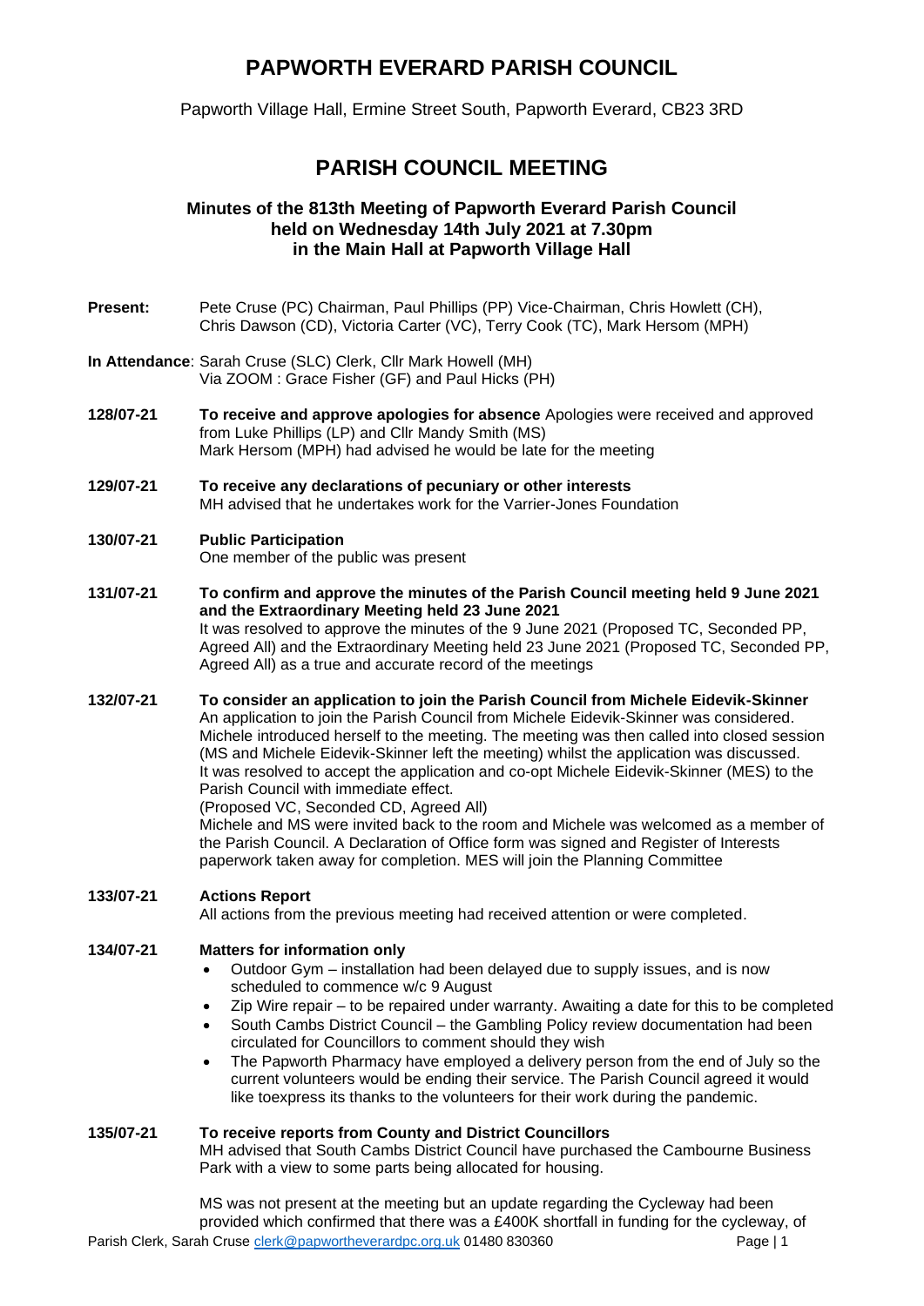# PAPWORTH EVERARD PARISH COUNCIL

Papworth Village Hall, Ermine Street South, Papworth Everard, CB23 3RD

## PARISH COUNCIL MEETING

### Minutes of the 813th Meeting of Papworth Everard Parish Council held on Wednesday 14th July 2021 at 7.30pm in the Main Hall at Papworth Village Hall

**Present:** Pete Cruse (PC) Chairman, Paul Phillips (PP) Vice-Chairman, Chris Howlett (CH), Chris Dawson (CD), Victoria Carter (VC), Terry Cook (TC), Mark Hersom (MPH)

**In Attendance**: Sarah Cruse (SLC) Clerk, Cllr Mark Howell (MH)
Via ZOOM : Grace Fisher (GF) and Paul Hicks (PH)

**128/07-21** **To receive and approve apologies for absence** Apologies were received and approved from Luke Phillips (LP) and Cllr Mandy Smith (MS)
Mark Hersom (MPH) had advised he would be late for the meeting

**129/07-21** **To receive any declarations of pecuniary or other interests**
MH advised that he undertakes work for the Varrier-Jones Foundation

**130/07-21** **Public Participation**
One member of the public was present

**131/07-21** **To confirm and approve the minutes of the Parish Council meeting held 9 June 2021 and the Extraordinary Meeting held 23 June 2021**
It was resolved to approve the minutes of the 9 June 2021 (Proposed TC, Seconded PP, Agreed All) and the Extraordinary Meeting held 23 June 2021 (Proposed TC, Seconded PP, Agreed All) as a true and accurate record of the meetings

**132/07-21** **To consider an application to join the Parish Council from Michele Eidevik-Skinner**
An application to join the Parish Council from Michele Eidevik-Skinner was considered. Michele introduced herself to the meeting. The meeting was then called into closed session (MS and Michele Eidevik-Skinner left the meeting) whilst the application was discussed. It was resolved to accept the application and co-opt Michele Eidevik-Skinner (MES) to the Parish Council with immediate effect.
(Proposed VC, Seconded CD, Agreed All)
Michele and MS were invited back to the room and Michele was welcomed as a member of the Parish Council. A Declaration of Office form was signed and Register of Interests paperwork taken away for completion. MES will join the Planning Committee

**133/07-21** **Actions Report**
All actions from the previous meeting had received attention or were completed.

**134/07-21** **Matters for information only**

- Outdoor Gym – installation had been delayed due to supply issues, and is now scheduled to commence w/c 9 August
- Zip Wire repair – to be repaired under warranty. Awaiting a date for this to be completed
- South Cambs District Council – the Gambling Policy review documentation had been circulated for Councillors to comment should they wish
- The Papworth Pharmacy have employed a delivery person from the end of July so the current volunteers would be ending their service. The Parish Council agreed it would like toexpress its thanks to the volunteers for their work during the pandemic.

**135/07-21** **To receive reports from County and District Councillors**
MH advised that South Cambs District Council have purchased the Cambourne Business Park with a view to some parts being allocated for housing.

MS was not present at the meeting but an update regarding the Cycleway had been provided which confirmed that there was a £400K shortfall in funding for the cycleway, of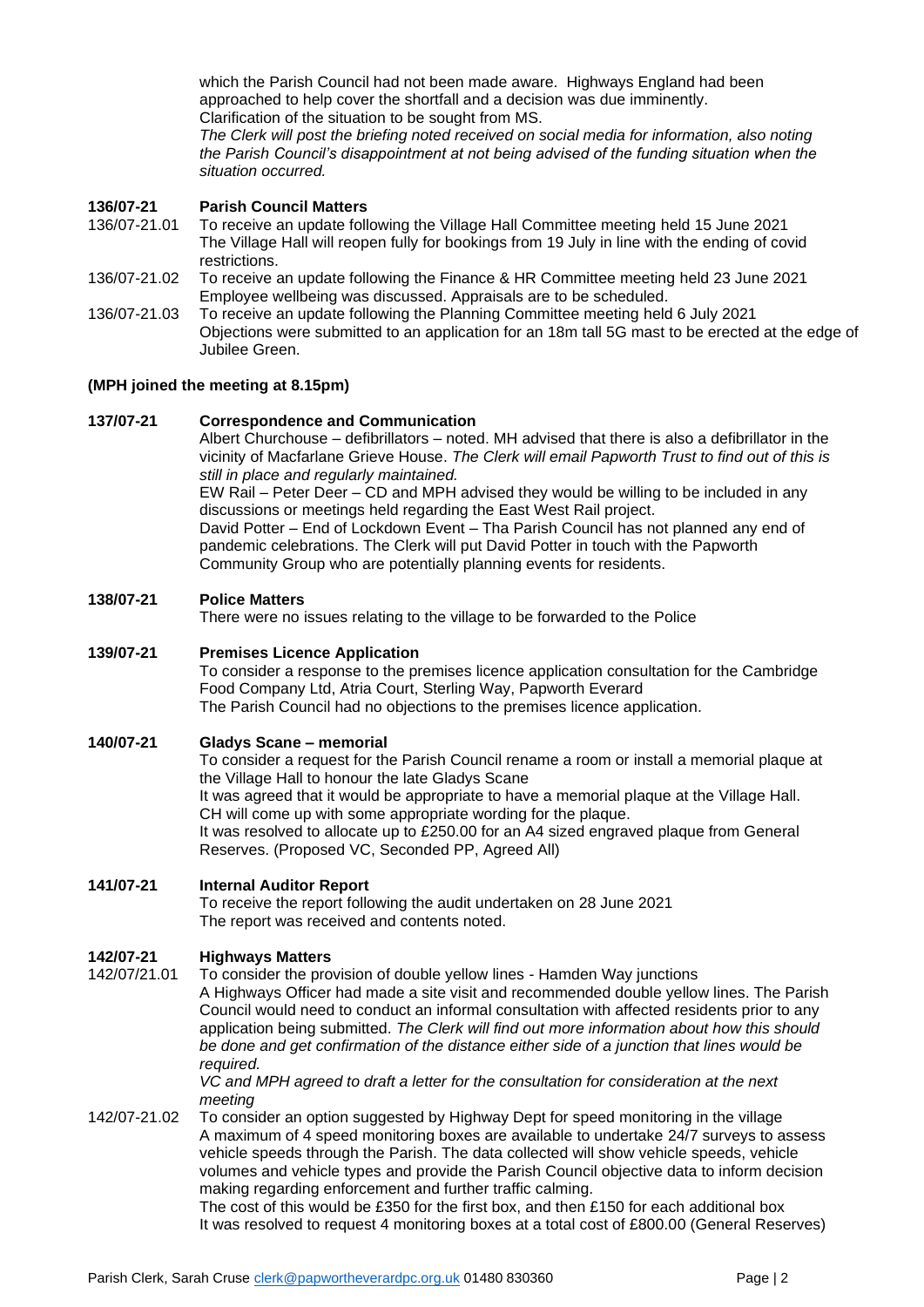which the Parish Council had not been made aware. Highways England had been approached to help cover the shortfall and a decision was due imminently.
Clarification of the situation to be sought from MS.
*The Clerk will post the briefing noted received on social media for information, also noting the Parish Council's disappointment at not being advised of the funding situation when the situation occurred.*

**136/07-21 Parish Council Matters**

136/07-21.01 To receive an update following the Village Hall Committee meeting held 15 June 2021
The Village Hall will reopen fully for bookings from 19 July in line with the ending of covid restrictions.

136/07-21.02 To receive an update following the Finance & HR Committee meeting held 23 June 2021
Employee wellbeing was discussed. Appraisals are to be scheduled.

136/07-21.03 To receive an update following the Planning Committee meeting held 6 July 2021
Objections were submitted to an application for an 18m tall 5G mast to be erected at the edge of Jubilee Green.

**(MPH joined the meeting at 8.15pm)**

**137/07-21 Correspondence and Communication**

Albert Churchouse – defibrillators – noted. MH advised that there is also a defibrillator in the vicinity of Macfarlane Grieve House. *The Clerk will email Papworth Trust to find out of this is still in place and regularly maintained.*
EW Rail – Peter Deer – CD and MPH advised they would be willing to be included in any discussions or meetings held regarding the East West Rail project.
David Potter – End of Lockdown Event – Tha Parish Council has not planned any end of pandemic celebrations. The Clerk will put David Potter in touch with the Papworth Community Group who are potentially planning events for residents.

**138/07-21 Police Matters**

There were no issues relating to the village to be forwarded to the Police

**139/07-21 Premises Licence Application**

To consider a response to the premises licence application consultation for the Cambridge Food Company Ltd, Atria Court, Sterling Way, Papworth Everard
The Parish Council had no objections to the premises licence application.

**140/07-21 Gladys Scane – memorial**

To consider a request for the Parish Council rename a room or install a memorial plaque at the Village Hall to honour the late Gladys Scane
It was agreed that it would be appropriate to have a memorial plaque at the Village Hall. CH will come up with some appropriate wording for the plaque.
It was resolved to allocate up to £250.00 for an A4 sized engraved plaque from General Reserves. (Proposed VC, Seconded PP, Agreed All)

**141/07-21 Internal Auditor Report**

To receive the report following the audit undertaken on 28 June 2021
The report was received and contents noted.

**142/07-21 Highways Matters**

142/07/21.01 To consider the provision of double yellow lines - Hamden Way junctions
A Highways Officer had made a site visit and recommended double yellow lines. The Parish Council would need to conduct an informal consultation with affected residents prior to any application being submitted. *The Clerk will find out more information about how this should be done and get confirmation of the distance either side of a junction that lines would be required.*
*VC and MPH agreed to draft a letter for the consultation for consideration at the next meeting*

142/07-21.02 To consider an option suggested by Highway Dept for speed monitoring in the village
A maximum of 4 speed monitoring boxes are available to undertake 24/7 surveys to assess vehicle speeds through the Parish. The data collected will show vehicle speeds, vehicle volumes and vehicle types and provide the Parish Council objective data to inform decision making regarding enforcement and further traffic calming.
The cost of this would be £350 for the first box, and then £150 for each additional box
It was resolved to request 4 monitoring boxes at a total cost of £800.00 (General Reserves)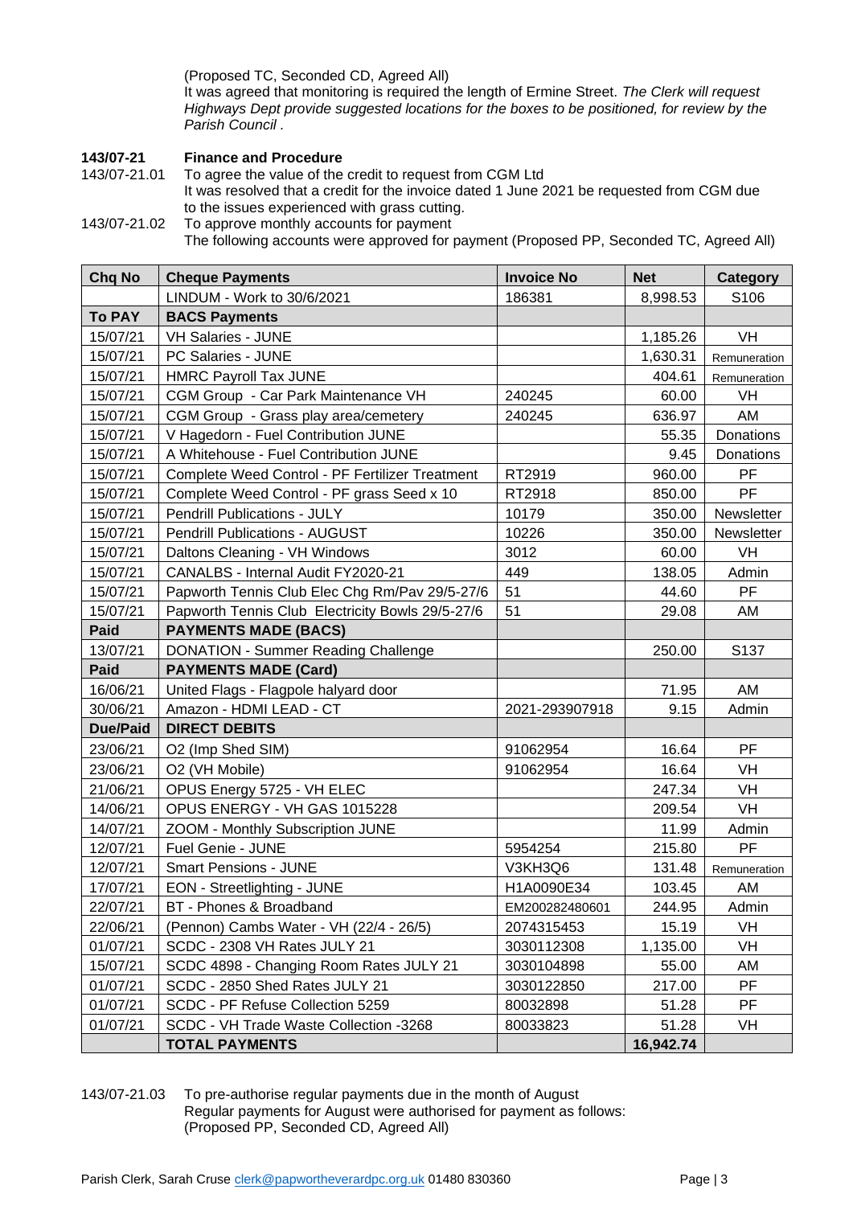(Proposed TC, Seconded CD, Agreed All)

It was agreed that monitoring is required the length of Ermine Street. *The Clerk will request Highways Dept provide suggested locations for the boxes to be positioned, for review by the Parish Council .*

**143/07-21 Finance and Procedure**

143/07-21.01 To agree the value of the credit to request from CGM Ltd

It was resolved that a credit for the invoice dated 1 June 2021 be requested from CGM due to the issues experienced with grass cutting.

143/07-21.02 To approve monthly accounts for payment

The following accounts were approved for payment (Proposed PP, Seconded TC, Agreed All)

| Chq No | Cheque Payments | Invoice No | Net | Category |
|---|---|---|---|---|
| | LINDUM - Work to 30/6/2021 | 186381 | 8,998.53 | S106 |
| **To PAY** | **BACS Payments** | | | |
| 15/07/21 | VH Salaries - JUNE | | 1,185.26 | VH |
| 15/07/21 | PC Salaries - JUNE | | 1,630.31 | Remuneration |
| 15/07/21 | HMRC Payroll Tax JUNE | | 404.61 | Remuneration |
| 15/07/21 | CGM Group - Car Park Maintenance VH | 240245 | 60.00 | VH |
| 15/07/21 | CGM Group - Grass play area/cemetery | 240245 | 636.97 | AM |
| 15/07/21 | V Hagedorn - Fuel Contribution JUNE | | 55.35 | Donations |
| 15/07/21 | A Whitehouse - Fuel Contribution JUNE | | 9.45 | Donations |
| 15/07/21 | Complete Weed Control - PF Fertilizer Treatment | RT2919 | 960.00 | PF |
| 15/07/21 | Complete Weed Control - PF grass Seed x 10 | RT2918 | 850.00 | PF |
| 15/07/21 | Pendrill Publications - JULY | 10179 | 350.00 | Newsletter |
| 15/07/21 | Pendrill Publications - AUGUST | 10226 | 350.00 | Newsletter |
| 15/07/21 | Daltons Cleaning - VH Windows | 3012 | 60.00 | VH |
| 15/07/21 | CANALBS - Internal Audit FY2020-21 | 449 | 138.05 | Admin |
| 15/07/21 | Papworth Tennis Club Elec Chg Rm/Pav 29/5-27/6 | 51 | 44.60 | PF |
| 15/07/21 | Papworth Tennis Club Electricity Bowls 29/5-27/6 | 51 | 29.08 | AM |
| **Paid** | **PAYMENTS MADE (BACS)** | | | |
| 13/07/21 | DONATION - Summer Reading Challenge | | 250.00 | S137 |
| **Paid** | **PAYMENTS MADE (Card)** | | | |
| 16/06/21 | United Flags - Flagpole halyard door | | 71.95 | AM |
| 30/06/21 | Amazon - HDMI LEAD - CT | 2021-293907918 | 9.15 | Admin |
| **Due/Paid** | **DIRECT DEBITS** | | | |
| 23/06/21 | O2 (Imp Shed SIM) | 91062954 | 16.64 | PF |
| 23/06/21 | O2 (VH Mobile) | 91062954 | 16.64 | VH |
| 21/06/21 | OPUS Energy 5725 - VH ELEC | | 247.34 | VH |
| 14/06/21 | OPUS ENERGY - VH GAS 1015228 | | 209.54 | VH |
| 14/07/21 | ZOOM - Monthly Subscription JUNE | | 11.99 | Admin |
| 12/07/21 | Fuel Genie - JUNE | 5954254 | 215.80 | PF |
| 12/07/21 | Smart Pensions - JUNE | V3KH3Q6 | 131.48 | Remuneration |
| 17/07/21 | EON - Streetlighting - JUNE | H1A0090E34 | 103.45 | AM |
| 22/07/21 | BT - Phones & Broadband | EM200282480601 | 244.95 | Admin |
| 22/06/21 | (Pennon) Cambs Water - VH (22/4 - 26/5) | 2074315453 | 15.19 | VH |
| 01/07/21 | SCDC - 2308 VH Rates JULY 21 | 3030112308 | 1,135.00 | VH |
| 15/07/21 | SCDC 4898 - Changing Room Rates JULY 21 | 3030104898 | 55.00 | AM |
| 01/07/21 | SCDC - 2850 Shed Rates JULY 21 | 3030122850 | 217.00 | PF |
| 01/07/21 | SCDC - PF Refuse Collection 5259 | 80032898 | 51.28 | PF |
| 01/07/21 | SCDC - VH Trade Waste Collection -3268 | 80033823 | 51.28 | VH |
| | **TOTAL PAYMENTS** | | **16,942.74** | |

143/07-21.03 To pre-authorise regular payments due in the month of August

Regular payments for August were authorised for payment as follows: (Proposed PP, Seconded CD, Agreed All)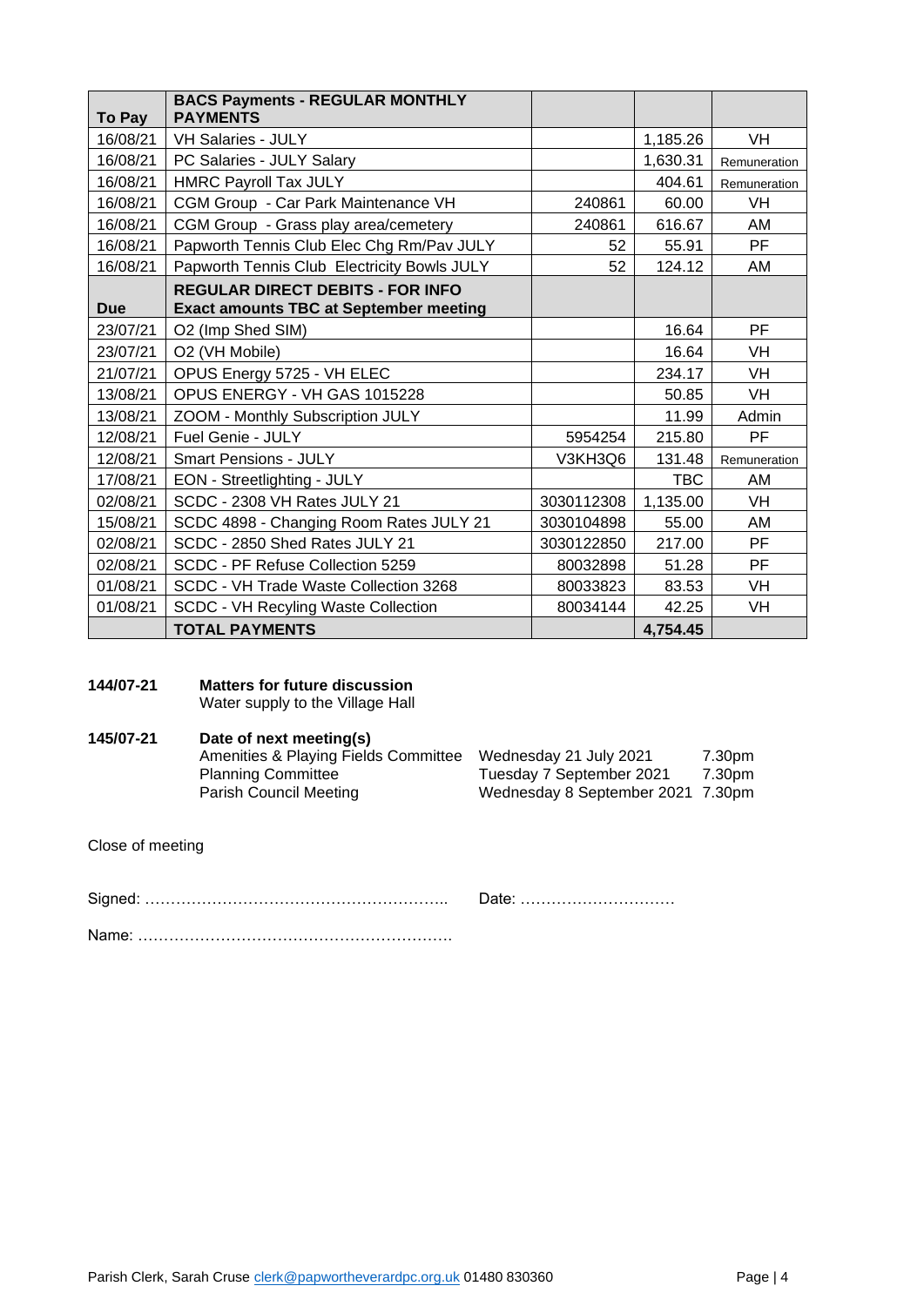| To Pay | BACS Payments - REGULAR MONTHLY PAYMENTS | | | |
|---|---|---|---|---|
| 16/08/21 | VH Salaries - JULY | | 1,185.26 | VH |
| 16/08/21 | PC Salaries - JULY Salary | | 1,630.31 | Remuneration |
| 16/08/21 | HMRC Payroll Tax JULY | | 404.61 | Remuneration |
| 16/08/21 | CGM Group - Car Park Maintenance VH | 240861 | 60.00 | VH |
| 16/08/21 | CGM Group - Grass play area/cemetery | 240861 | 616.67 | AM |
| 16/08/21 | Papworth Tennis Club Elec Chg Rm/Pav JULY | 52 | 55.91 | PF |
| 16/08/21 | Papworth Tennis Club Electricity Bowls JULY | 52 | 124.12 | AM |
| **Due** | **REGULAR DIRECT DEBITS - FOR INFO Exact amounts TBC at September meeting** | | | |
| 23/07/21 | O2 (Imp Shed SIM) | | 16.64 | PF |
| 23/07/21 | O2 (VH Mobile) | | 16.64 | VH |
| 21/07/21 | OPUS Energy 5725 - VH ELEC | | 234.17 | VH |
| 13/08/21 | OPUS ENERGY - VH GAS 1015228 | | 50.85 | VH |
| 13/08/21 | ZOOM - Monthly Subscription JULY | | 11.99 | Admin |
| 12/08/21 | Fuel Genie - JULY | 5954254 | 215.80 | PF |
| 12/08/21 | Smart Pensions - JULY | V3KH3Q6 | 131.48 | Remuneration |
| 17/08/21 | EON - Streetlighting - JULY | | TBC | AM |
| 02/08/21 | SCDC - 2308 VH Rates JULY 21 | 3030112308 | 1,135.00 | VH |
| 15/08/21 | SCDC 4898 - Changing Room Rates JULY 21 | 3030104898 | 55.00 | AM |
| 02/08/21 | SCDC - 2850 Shed Rates JULY 21 | 3030122850 | 217.00 | PF |
| 02/08/21 | SCDC - PF Refuse Collection 5259 | 80032898 | 51.28 | PF |
| 01/08/21 | SCDC - VH Trade Waste Collection 3268 | 80033823 | 83.53 | VH |
| 01/08/21 | SCDC - VH Recyling Waste Collection | 80034144 | 42.25 | VH |
| | **TOTAL PAYMENTS** | | **4,754.45** | |

**144/07-21** **Matters for future discussion**
Water supply to the Village Hall

**145/07-21** **Date of next meeting(s)**

| | | |
|---|---|---|
| Amenities & Playing Fields Committee | Wednesday 21 July 2021 | 7.30pm |
| Planning Committee | Tuesday 7 September 2021 | 7.30pm |
| Parish Council Meeting | Wednesday 8 September 2021 | 7.30pm |

Close of meeting

Signed: ………………………………………………….. Date: …………………………

Name: ……………………………………………………

Parish Clerk, Sarah Cruse clerk@papworthteverardpc.org.uk 01480 830360